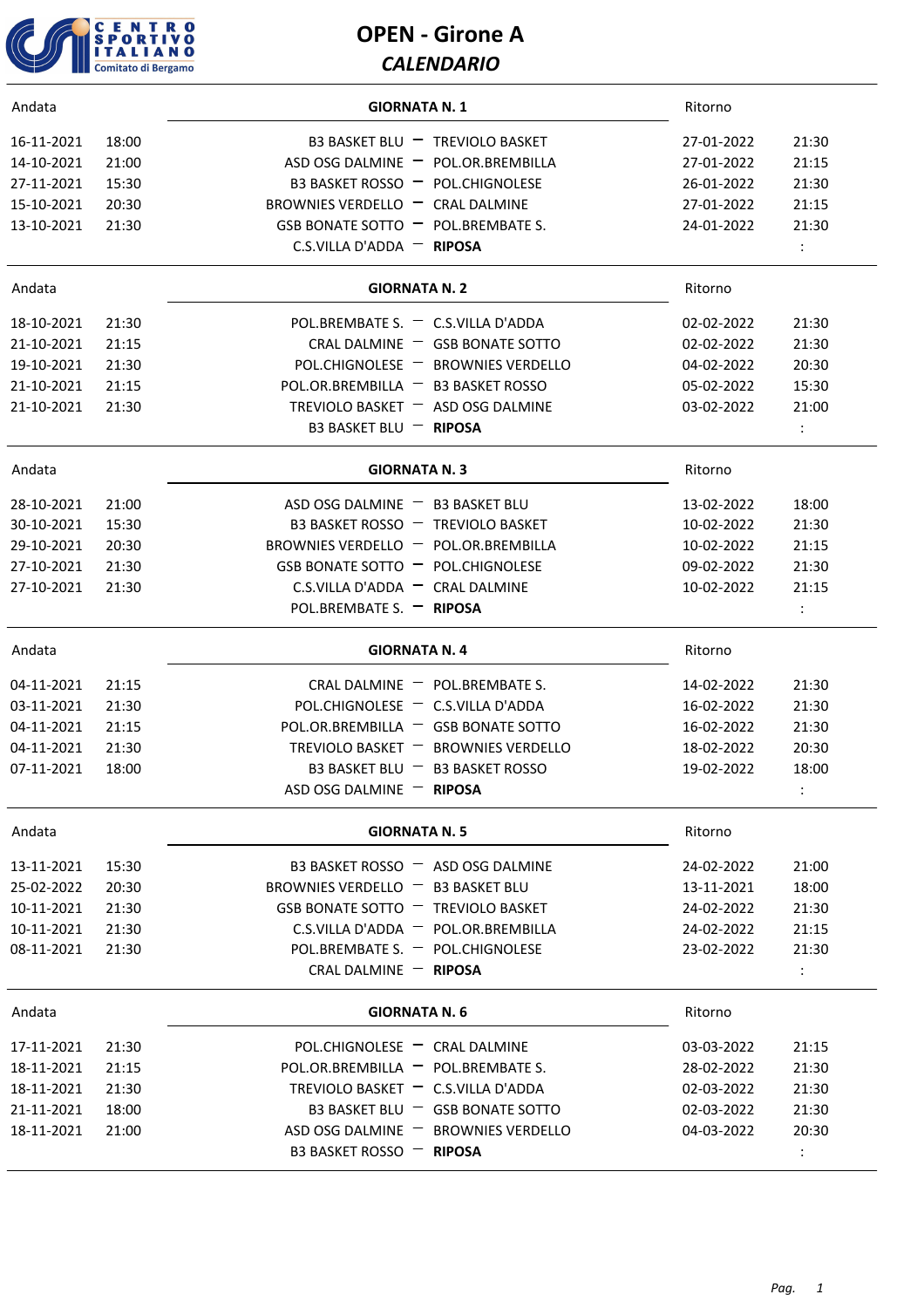# OPEN - Girone A

## *CALENDARIO*

| Andata | | GIORNATA N. 1 | | | Ritorno | |
|---|---|---|---|---|---|---|
| 16-11-2021 | 18:00 | B3 BASKET BLU | – | TREVIOLO BASKET | 27-01-2022 | 21:30 |
| 14-10-2021 | 21:00 | ASD OSG DALMINE | – | POL.OR.BREMBILLA | 27-01-2022 | 21:15 |
| 27-11-2021 | 15:30 | B3 BASKET ROSSO | – | POL.CHIGNOLESE | 26-01-2022 | 21:30 |
| 15-10-2021 | 20:30 | BROWNIES VERDELLO | – | CRAL DALMINE | 27-01-2022 | 21:15 |
| 13-10-2021 | 21:30 | GSB BONATE SOTTO | – | POL.BREMBATE S. | 24-01-2022 | 21:30 |
| | | C.S.VILLA D'ADDA | – | **RIPOSA** | | : |

| Andata | | GIORNATA N. 2 | | | Ritorno | |
|---|---|---|---|---|---|---|
| 18-10-2021 | 21:30 | POL.BREMBATE S. | – | C.S.VILLA D'ADDA | 02-02-2022 | 21:30 |
| 21-10-2021 | 21:15 | CRAL DALMINE | – | GSB BONATE SOTTO | 02-02-2022 | 21:30 |
| 19-10-2021 | 21:30 | POL.CHIGNOLESE | – | BROWNIES VERDELLO | 04-02-2022 | 20:30 |
| 21-10-2021 | 21:15 | POL.OR.BREMBILLA | – | B3 BASKET ROSSO | 05-02-2022 | 15:30 |
| 21-10-2021 | 21:30 | TREVIOLO BASKET | – | ASD OSG DALMINE | 03-02-2022 | 21:00 |
| | | B3 BASKET BLU | – | **RIPOSA** | | : |

| Andata | | GIORNATA N. 3 | | | Ritorno | |
|---|---|---|---|---|---|---|
| 28-10-2021 | 21:00 | ASD OSG DALMINE | – | B3 BASKET BLU | 13-02-2022 | 18:00 |
| 30-10-2021 | 15:30 | B3 BASKET ROSSO | – | TREVIOLO BASKET | 10-02-2022 | 21:30 |
| 29-10-2021 | 20:30 | BROWNIES VERDELLO | – | POL.OR.BREMBILLA | 10-02-2022 | 21:15 |
| 27-10-2021 | 21:30 | GSB BONATE SOTTO | – | POL.CHIGNOLESE | 09-02-2022 | 21:30 |
| 27-10-2021 | 21:30 | C.S.VILLA D'ADDA | – | CRAL DALMINE | 10-02-2022 | 21:15 |
| | | POL.BREMBATE S. | – | **RIPOSA** | | : |

| Andata | | GIORNATA N. 4 | | | Ritorno | |
|---|---|---|---|---|---|---|
| 04-11-2021 | 21:15 | CRAL DALMINE | – | POL.BREMBATE S. | 14-02-2022 | 21:30 |
| 03-11-2021 | 21:30 | POL.CHIGNOLESE | – | C.S.VILLA D'ADDA | 16-02-2022 | 21:30 |
| 04-11-2021 | 21:15 | POL.OR.BREMBILLA | – | GSB BONATE SOTTO | 16-02-2022 | 21:30 |
| 04-11-2021 | 21:30 | TREVIOLO BASKET | – | BROWNIES VERDELLO | 18-02-2022 | 20:30 |
| 07-11-2021 | 18:00 | B3 BASKET BLU | – | B3 BASKET ROSSO | 19-02-2022 | 18:00 |
| | | ASD OSG DALMINE | – | **RIPOSA** | | : |

| Andata | | GIORNATA N. 5 | | | Ritorno | |
|---|---|---|---|---|---|---|
| 13-11-2021 | 15:30 | B3 BASKET ROSSO | – | ASD OSG DALMINE | 24-02-2022 | 21:00 |
| 25-02-2022 | 20:30 | BROWNIES VERDELLO | – | B3 BASKET BLU | 13-11-2021 | 18:00 |
| 10-11-2021 | 21:30 | GSB BONATE SOTTO | – | TREVIOLO BASKET | 24-02-2022 | 21:30 |
| 10-11-2021 | 21:30 | C.S.VILLA D'ADDA | – | POL.OR.BREMBILLA | 24-02-2022 | 21:15 |
| 08-11-2021 | 21:30 | POL.BREMBATE S. | – | POL.CHIGNOLESE | 23-02-2022 | 21:30 |
| | | CRAL DALMINE | – | **RIPOSA** | | : |

| Andata | | GIORNATA N. 6 | | | Ritorno | |
|---|---|---|---|---|---|---|
| 17-11-2021 | 21:30 | POL.CHIGNOLESE | – | CRAL DALMINE | 03-03-2022 | 21:15 |
| 18-11-2021 | 21:15 | POL.OR.BREMBILLA | – | POL.BREMBATE S. | 28-02-2022 | 21:30 |
| 18-11-2021 | 21:30 | TREVIOLO BASKET | – | C.S.VILLA D'ADDA | 02-03-2022 | 21:30 |
| 21-11-2021 | 18:00 | B3 BASKET BLU | – | GSB BONATE SOTTO | 02-03-2022 | 21:30 |
| 18-11-2021 | 21:00 | ASD OSG DALMINE | – | BROWNIES VERDELLO | 04-03-2022 | 20:30 |
| | | B3 BASKET ROSSO | – | **RIPOSA** | | : |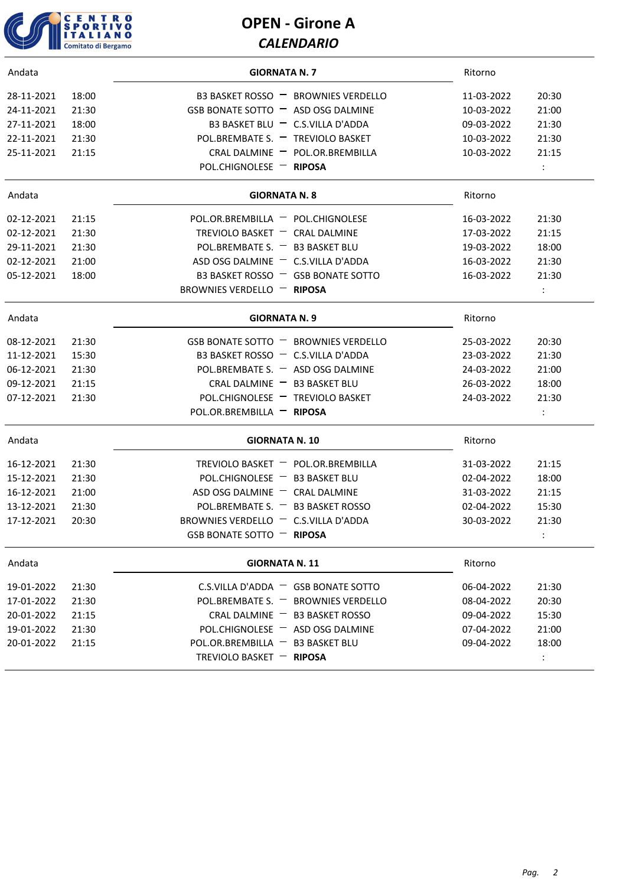# OPEN - Girone A

## *CALENDARIO*

| Andata | | GIORNATA N. 7 | | Ritorno | |
|---|---|---|---|---|---|
| 28-11-2021 | 18:00 | B3 BASKET ROSSO | BROWNIES VERDELLO | 11-03-2022 | 20:30 |
| 24-11-2021 | 21:30 | GSB BONATE SOTTO | ASD OSG DALMINE | 10-03-2022 | 21:00 |
| 27-11-2021 | 18:00 | B3 BASKET BLU | C.S.VILLA D'ADDA | 09-03-2022 | 21:30 |
| 22-11-2021 | 21:30 | POL.BREMBATE S. | TREVIOLO BASKET | 10-03-2022 | 21:30 |
| 25-11-2021 | 21:15 | CRAL DALMINE | POL.OR.BREMBILLA | 10-03-2022 | 21:15 |
| | | POL.CHIGNOLESE | **RIPOSA** | | : |

| Andata | | GIORNATA N. 8 | | Ritorno | |
|---|---|---|---|---|---|
| 02-12-2021 | 21:15 | POL.OR.BREMBILLA | POL.CHIGNOLESE | 16-03-2022 | 21:30 |
| 02-12-2021 | 21:30 | TREVIOLO BASKET | CRAL DALMINE | 17-03-2022 | 21:15 |
| 29-11-2021 | 21:30 | POL.BREMBATE S. | B3 BASKET BLU | 19-03-2022 | 18:00 |
| 02-12-2021 | 21:00 | ASD OSG DALMINE | C.S.VILLA D'ADDA | 16-03-2022 | 21:30 |
| 05-12-2021 | 18:00 | B3 BASKET ROSSO | GSB BONATE SOTTO | 16-03-2022 | 21:30 |
| | | BROWNIES VERDELLO | **RIPOSA** | | : |

| Andata | | GIORNATA N. 9 | | Ritorno | |
|---|---|---|---|---|---|
| 08-12-2021 | 21:30 | GSB BONATE SOTTO | BROWNIES VERDELLO | 25-03-2022 | 20:30 |
| 11-12-2021 | 15:30 | B3 BASKET ROSSO | C.S.VILLA D'ADDA | 23-03-2022 | 21:30 |
| 06-12-2021 | 21:30 | POL.BREMBATE S. | ASD OSG DALMINE | 24-03-2022 | 21:00 |
| 09-12-2021 | 21:15 | CRAL DALMINE | B3 BASKET BLU | 26-03-2022 | 18:00 |
| 07-12-2021 | 21:30 | POL.CHIGNOLESE | TREVIOLO BASKET | 24-03-2022 | 21:30 |
| | | POL.OR.BREMBILLA | **RIPOSA** | | : |

| Andata | | GIORNATA N. 10 | | Ritorno | |
|---|---|---|---|---|---|
| 16-12-2021 | 21:30 | TREVIOLO BASKET | POL.OR.BREMBILLA | 31-03-2022 | 21:15 |
| 15-12-2021 | 21:30 | POL.CHIGNOLESE | B3 BASKET BLU | 02-04-2022 | 18:00 |
| 16-12-2021 | 21:00 | ASD OSG DALMINE | CRAL DALMINE | 31-03-2022 | 21:15 |
| 13-12-2021 | 21:30 | POL.BREMBATE S. | B3 BASKET ROSSO | 02-04-2022 | 15:30 |
| 17-12-2021 | 20:30 | BROWNIES VERDELLO | C.S.VILLA D'ADDA | 30-03-2022 | 21:30 |
| | | GSB BONATE SOTTO | **RIPOSA** | | : |

| Andata | | GIORNATA N. 11 | | Ritorno | |
|---|---|---|---|---|---|
| 19-01-2022 | 21:30 | C.S.VILLA D'ADDA | GSB BONATE SOTTO | 06-04-2022 | 21:30 |
| 17-01-2022 | 21:30 | POL.BREMBATE S. | BROWNIES VERDELLO | 08-04-2022 | 20:30 |
| 20-01-2022 | 21:15 | CRAL DALMINE | B3 BASKET ROSSO | 09-04-2022 | 15:30 |
| 19-01-2022 | 21:30 | POL.CHIGNOLESE | ASD OSG DALMINE | 07-04-2022 | 21:00 |
| 20-01-2022 | 21:15 | POL.OR.BREMBILLA | B3 BASKET BLU | 09-04-2022 | 18:00 |
| | | TREVIOLO BASKET | **RIPOSA** | | : |